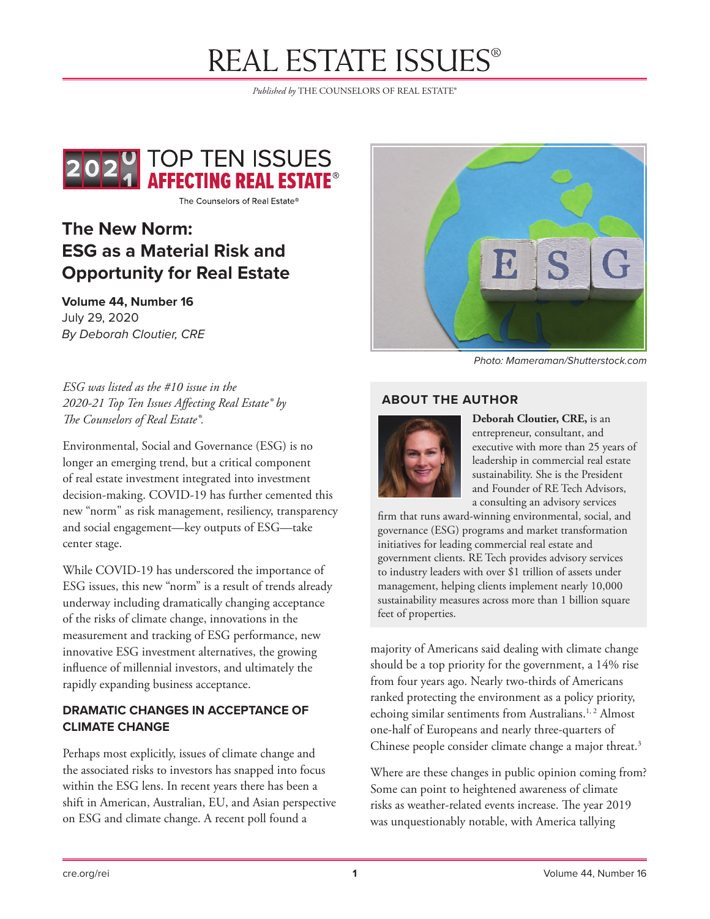# REAL ESTATE ISSUES®

*Published by* THE COUNSELORS OF REAL ESTATE®

2020/2021 TOP TEN ISSUES AFFECTING REAL ESTATE®

The Counselors of Real Estate®

## The New Norm: ESG as a Material Risk and Opportunity for Real Estate

**Volume 44, Number 16**
July 29, 2020
*By Deborah Cloutier, CRE*

Photo: Mameraman/Shutterstock.com

*ESG was listed as the #10 issue in the 2020-21 Top Ten Issues Affecting Real Estate® by The Counselors of Real Estate®.*

Environmental, Social and Governance (ESG) is no longer an emerging trend, but a critical component of real estate investment integrated into investment decision-making. COVID-19 has further cemented this new "norm" as risk management, resiliency, transparency and social engagement—key outputs of ESG—take center stage.

While COVID-19 has underscored the importance of ESG issues, this new "norm" is a result of trends already underway including dramatically changing acceptance of the risks of climate change, innovations in the measurement and tracking of ESG performance, new innovative ESG investment alternatives, the growing influence of millennial investors, and ultimately the rapidly expanding business acceptance.

### DRAMATIC CHANGES IN ACCEPTANCE OF CLIMATE CHANGE

Perhaps most explicitly, issues of climate change and the associated risks to investors has snapped into focus within the ESG lens. In recent years there has been a shift in American, Australian, EU, and Asian perspective on ESG and climate change. A recent poll found a majority of Americans said dealing with climate change should be a top priority for the government, a 14% rise from four years ago. Nearly two-thirds of Americans ranked protecting the environment as a policy priority, echoing similar sentiments from Australians.[1, 2] Almost one-half of Europeans and nearly three-quarters of Chinese people consider climate change a major threat.[3]

Where are these changes in public opinion coming from? Some can point to heightened awareness of climate risks as weather-related events increase. The year 2019 was unquestionably notable, with America tallying

### ABOUT THE AUTHOR

**Deborah Cloutier, CRE,** is an entrepreneur, consultant, and executive with more than 25 years of leadership in commercial real estate sustainability. She is the President and Founder of RE Tech Advisors, a consulting an advisory services firm that runs award-winning environmental, social, and governance (ESG) programs and market transformation initiatives for leading commercial real estate and government clients. RE Tech provides advisory services to industry leaders with over $1 trillion of assets under management, helping clients implement nearly 10,000 sustainability measures across more than 1 billion square feet of properties.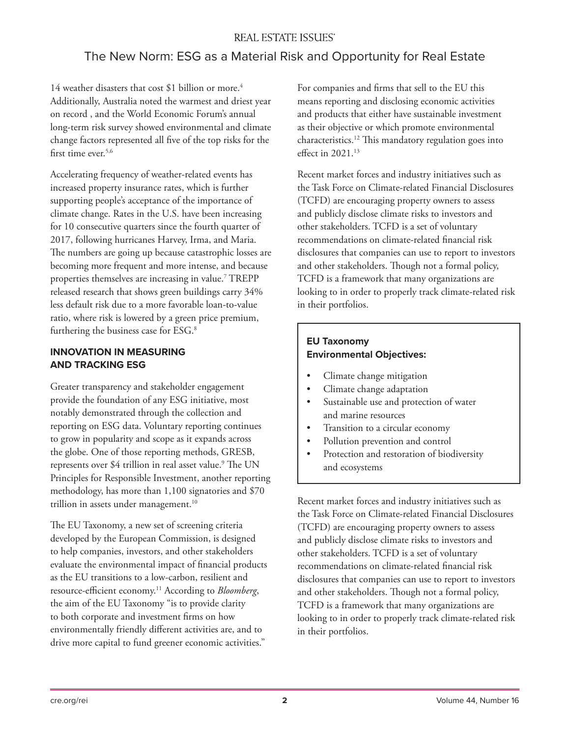14 weather disasters that cost $1 billion or more.[4] Additionally, Australia noted the warmest and driest year on record , and the World Economic Forum's annual long-term risk survey showed environmental and climate change factors represented all five of the top risks for the first time ever.[5,6]

Accelerating frequency of weather-related events has increased property insurance rates, which is further supporting people's acceptance of the importance of climate change. Rates in the U.S. have been increasing for 10 consecutive quarters since the fourth quarter of 2017, following hurricanes Harvey, Irma, and Maria. The numbers are going up because catastrophic losses are becoming more frequent and more intense, and because properties themselves are increasing in value.[7] TREPP released research that shows green buildings carry 34% less default risk due to a more favorable loan-to-value ratio, where risk is lowered by a green price premium, furthering the business case for ESG.[8]

## INNOVATION IN MEASURING AND TRACKING ESG

Greater transparency and stakeholder engagement provide the foundation of any ESG initiative, most notably demonstrated through the collection and reporting on ESG data. Voluntary reporting continues to grow in popularity and scope as it expands across the globe. One of those reporting methods, GRESB, represents over $4 trillion in real asset value.[9] The UN Principles for Responsible Investment, another reporting methodology, has more than 1,100 signatories and $70 trillion in assets under management.[10]

The EU Taxonomy, a new set of screening criteria developed by the European Commission, is designed to help companies, investors, and other stakeholders evaluate the environmental impact of financial products as the EU transitions to a low-carbon, resilient and resource-efficient economy.[11] According to *Bloomberg*, the aim of the EU Taxonomy "is to provide clarity to both corporate and investment firms on how environmentally friendly different activities are, and to drive more capital to fund greener economic activities." For companies and firms that sell to the EU this means reporting and disclosing economic activities and products that either have sustainable investment as their objective or which promote environmental characteristics.[12] This mandatory regulation goes into effect in 2021.[13]

Recent market forces and industry initiatives such as the Task Force on Climate-related Financial Disclosures (TCFD) are encouraging property owners to assess and publicly disclose climate risks to investors and other stakeholders. TCFD is a set of voluntary recommendations on climate-related financial risk disclosures that companies can use to report to investors and other stakeholders. Though not a formal policy, TCFD is a framework that many organizations are looking to in order to properly track climate-related risk in their portfolios.

**EU Taxonomy Environmental Objectives:**

- Climate change mitigation
- Climate change adaptation
- Sustainable use and protection of water and marine resources
- Transition to a circular economy
- Pollution prevention and control
- Protection and restoration of biodiversity and ecosystems

Recent market forces and industry initiatives such as the Task Force on Climate-related Financial Disclosures (TCFD) are encouraging property owners to assess and publicly disclose climate risks to investors and other stakeholders. TCFD is a set of voluntary recommendations on climate-related financial risk disclosures that companies can use to report to investors and other stakeholders. Though not a formal policy, TCFD is a framework that many organizations are looking to in order to properly track climate-related risk in their portfolios.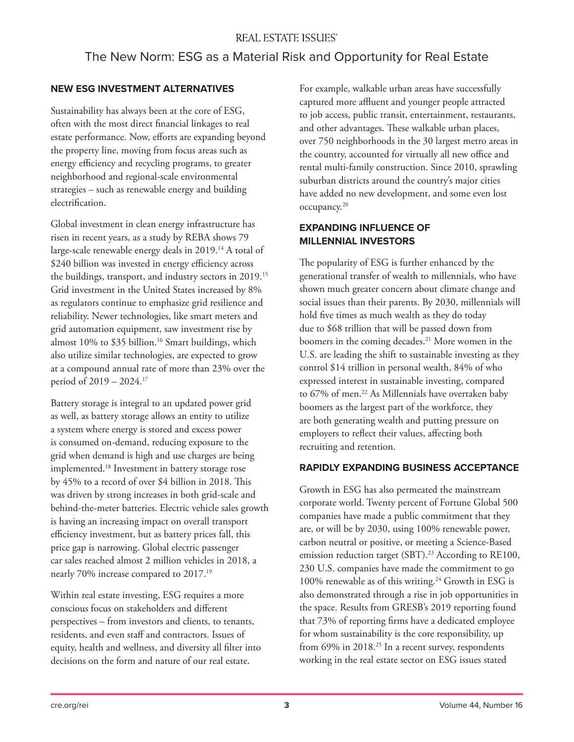## NEW ESG INVESTMENT ALTERNATIVES

Sustainability has always been at the core of ESG, often with the most direct financial linkages to real estate performance. Now, efforts are expanding beyond the property line, moving from focus areas such as energy efficiency and recycling programs, to greater neighborhood and regional-scale environmental strategies – such as renewable energy and building electrification.

Global investment in clean energy infrastructure has risen in recent years, as a study by REBA shows 79 large-scale renewable energy deals in 2019.[14] A total of $240 billion was invested in energy efficiency across the buildings, transport, and industry sectors in 2019.[15] Grid investment in the United States increased by 8% as regulators continue to emphasize grid resilience and reliability. Newer technologies, like smart meters and grid automation equipment, saw investment rise by almost 10% to $35 billion.[16] Smart buildings, which also utilize similar technologies, are expected to grow at a compound annual rate of more than 23% over the period of 2019 – 2024.[17]

Battery storage is integral to an updated power grid as well, as battery storage allows an entity to utilize a system where energy is stored and excess power is consumed on-demand, reducing exposure to the grid when demand is high and use charges are being implemented.[18] Investment in battery storage rose by 45% to a record of over $4 billion in 2018. This was driven by strong increases in both grid-scale and behind-the-meter batteries. Electric vehicle sales growth is having an increasing impact on overall transport efficiency investment, but as battery prices fall, this price gap is narrowing. Global electric passenger car sales reached almost 2 million vehicles in 2018, a nearly 70% increase compared to 2017.[19]

Within real estate investing, ESG requires a more conscious focus on stakeholders and different perspectives – from investors and clients, to tenants, residents, and even staff and contractors. Issues of equity, health and wellness, and diversity all filter into decisions on the form and nature of our real estate.

For example, walkable urban areas have successfully captured more affluent and younger people attracted to job access, public transit, entertainment, restaurants, and other advantages. These walkable urban places, over 750 neighborhoods in the 30 largest metro areas in the country, accounted for virtually all new office and rental multi-family construction. Since 2010, sprawling suburban districts around the country's major cities have added no new development, and some even lost occupancy.[20]

## EXPANDING INFLUENCE OF MILLENNIAL INVESTORS

The popularity of ESG is further enhanced by the generational transfer of wealth to millennials, who have shown much greater concern about climate change and social issues than their parents. By 2030, millennials will hold five times as much wealth as they do today due to $68 trillion that will be passed down from boomers in the coming decades.[21] More women in the U.S. are leading the shift to sustainable investing as they control $14 trillion in personal wealth, 84% of who expressed interest in sustainable investing, compared to 67% of men.[22] As Millennials have overtaken baby boomers as the largest part of the workforce, they are both generating wealth and putting pressure on employers to reflect their values, affecting both recruiting and retention.

## RAPIDLY EXPANDING BUSINESS ACCEPTANCE

Growth in ESG has also permeated the mainstream corporate world. Twenty percent of Fortune Global 500 companies have made a public commitment that they are, or will be by 2030, using 100% renewable power, carbon neutral or positive, or meeting a Science-Based emission reduction target (SBT).[23] According to RE100, 230 U.S. companies have made the commitment to go 100% renewable as of this writing.[24] Growth in ESG is also demonstrated through a rise in job opportunities in the space. Results from GRESB's 2019 reporting found that 73% of reporting firms have a dedicated employee for whom sustainability is the core responsibility, up from 69% in 2018.[25] In a recent survey, respondents working in the real estate sector on ESG issues stated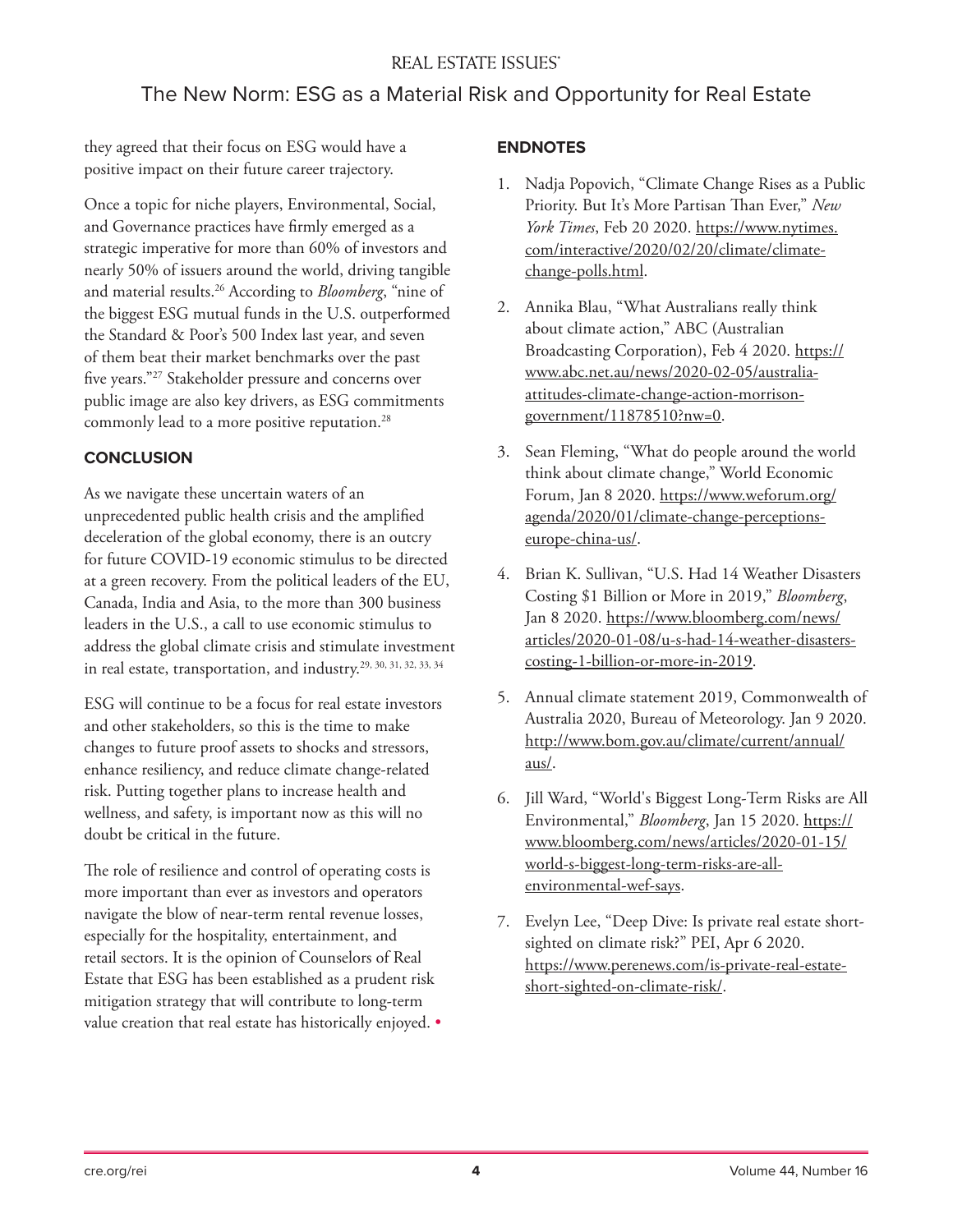they agreed that their focus on ESG would have a positive impact on their future career trajectory.

Once a topic for niche players, Environmental, Social, and Governance practices have firmly emerged as a strategic imperative for more than 60% of investors and nearly 50% of issuers around the world, driving tangible and material results.[26] According to *Bloomberg*, "nine of the biggest ESG mutual funds in the U.S. outperformed the Standard & Poor's 500 Index last year, and seven of them beat their market benchmarks over the past five years."[27] Stakeholder pressure and concerns over public image are also key drivers, as ESG commitments commonly lead to a more positive reputation.[28]

## CONCLUSION

As we navigate these uncertain waters of an unprecedented public health crisis and the amplified deceleration of the global economy, there is an outcry for future COVID-19 economic stimulus to be directed at a green recovery. From the political leaders of the EU, Canada, India and Asia, to the more than 300 business leaders in the U.S., a call to use economic stimulus to address the global climate crisis and stimulate investment in real estate, transportation, and industry.[29, 30, 31, 32, 33, 34]

ESG will continue to be a focus for real estate investors and other stakeholders, so this is the time to make changes to future proof assets to shocks and stressors, enhance resiliency, and reduce climate change-related risk. Putting together plans to increase health and wellness, and safety, is important now as this will no doubt be critical in the future.

The role of resilience and control of operating costs is more important than ever as investors and operators navigate the blow of near-term rental revenue losses, especially for the hospitality, entertainment, and retail sectors. It is the opinion of Counselors of Real Estate that ESG has been established as a prudent risk mitigation strategy that will contribute to long-term value creation that real estate has historically enjoyed. •

## ENDNOTES

1. Nadja Popovich, "Climate Change Rises as a Public Priority. But It's More Partisan Than Ever," *New York Times*, Feb 20 2020. https://www.nytimes.com/interactive/2020/02/20/climate/climate-change-polls.html.
2. Annika Blau, "What Australians really think about climate action," ABC (Australian Broadcasting Corporation), Feb 4 2020. https://www.abc.net.au/news/2020-02-05/australia-attitudes-climate-change-action-morrison-government/11878510?nw=0.
3. Sean Fleming, "What do people around the world think about climate change," World Economic Forum, Jan 8 2020. https://www.weforum.org/agenda/2020/01/climate-change-perceptions-europe-china-us/.
4. Brian K. Sullivan, "U.S. Had 14 Weather Disasters Costing $1 Billion or More in 2019," *Bloomberg*, Jan 8 2020. https://www.bloomberg.com/news/articles/2020-01-08/u-s-had-14-weather-disasters-costing-1-billion-or-more-in-2019.
5. Annual climate statement 2019, Commonwealth of Australia 2020, Bureau of Meteorology. Jan 9 2020. http://www.bom.gov.au/climate/current/annual/aus/.
6. Jill Ward, "World's Biggest Long-Term Risks are All Environmental," *Bloomberg*, Jan 15 2020. https://www.bloomberg.com/news/articles/2020-01-15/world-s-biggest-long-term-risks-are-all-environmental-wef-says.
7. Evelyn Lee, "Deep Dive: Is private real estate short-sighted on climate risk?" PEI, Apr 6 2020. https://www.perenews.com/is-private-real-estate-short-sighted-on-climate-risk/.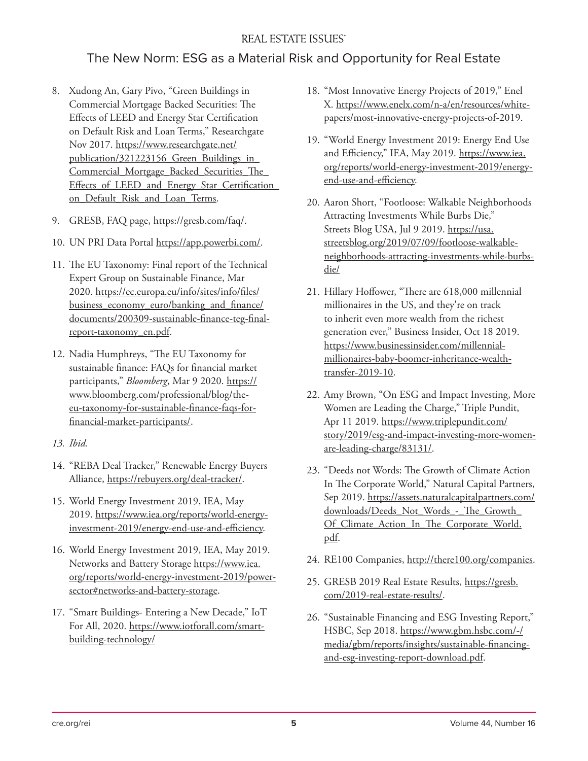8. Xudong An, Gary Pivo, "Green Buildings in Commercial Mortgage Backed Securities: The Effects of LEED and Energy Star Certification on Default Risk and Loan Terms," Researchgate Nov 2017. https://www.researchgate.net/publication/321223156_Green_Buildings_in_Commercial_Mortgage_Backed_Securities_The_Effects_of_LEED_and_Energy_Star_Certification_on_Default_Risk_and_Loan_Terms.
9. GRESB, FAQ page, https://gresb.com/faq/.
10. UN PRI Data Portal https://app.powerbi.com/.
11. The EU Taxonomy: Final report of the Technical Expert Group on Sustainable Finance, Mar 2020. https://ec.europa.eu/info/sites/info/files/business_economy_euro/banking_and_finance/documents/200309-sustainable-finance-teg-final-report-taxonomy_en.pdf.
12. Nadia Humphreys, "The EU Taxonomy for sustainable finance: FAQs for financial market participants," *Bloomberg*, Mar 9 2020. https://www.bloomberg.com/professional/blog/the-eu-taxonomy-for-sustainable-finance-faqs-for-financial-market-participants/.
13. *Ibid.*
14. "REBA Deal Tracker," Renewable Energy Buyers Alliance, https://rebuyers.org/deal-tracker/.
15. World Energy Investment 2019, IEA, May 2019. https://www.iea.org/reports/world-energy-investment-2019/energy-end-use-and-efficiency.
16. World Energy Investment 2019, IEA, May 2019. Networks and Battery Storage https://www.iea.org/reports/world-energy-investment-2019/power-sector#networks-and-battery-storage.
17. "Smart Buildings- Entering a New Decade," IoT For All, 2020. https://www.iotforall.com/smart-building-technology/
18. "Most Innovative Energy Projects of 2019," Enel X. https://www.enelx.com/n-a/en/resources/white-papers/most-innovative-energy-projects-of-2019.
19. "World Energy Investment 2019: Energy End Use and Efficiency," IEA, May 2019. https://www.iea.org/reports/world-energy-investment-2019/energy-end-use-and-efficiency.
20. Aaron Short, "Footloose: Walkable Neighborhoods Attracting Investments While Burbs Die," Streets Blog USA, Jul 9 2019. https://usa.streetsblog.org/2019/07/09/footloose-walkable-neighborhoods-attracting-investments-while-burbs-die/
21. Hillary Hoffower, "There are 618,000 millennial millionaires in the US, and they're on track to inherit even more wealth from the richest generation ever," Business Insider, Oct 18 2019. https://www.businessinsider.com/millennial-millionaires-baby-boomer-inheritance-wealth-transfer-2019-10.
22. Amy Brown, "On ESG and Impact Investing, More Women are Leading the Charge," Triple Pundit, Apr 11 2019. https://www.triplepundit.com/story/2019/esg-and-impact-investing-more-women-are-leading-charge/83131/.
23. "Deeds not Words: The Growth of Climate Action In The Corporate World," Natural Capital Partners, Sep 2019. https://assets.naturalcapitalpartners.com/downloads/Deeds_Not_Words_-_The_Growth_Of_Climate_Action_In_The_Corporate_World.pdf.
24. RE100 Companies, http://there100.org/companies.
25. GRESB 2019 Real Estate Results, https://gresb.com/2019-real-estate-results/.
26. "Sustainable Financing and ESG Investing Report," HSBC, Sep 2018. https://www.gbm.hsbc.com/-/media/gbm/reports/insights/sustainable-financing-and-esg-investing-report-download.pdf.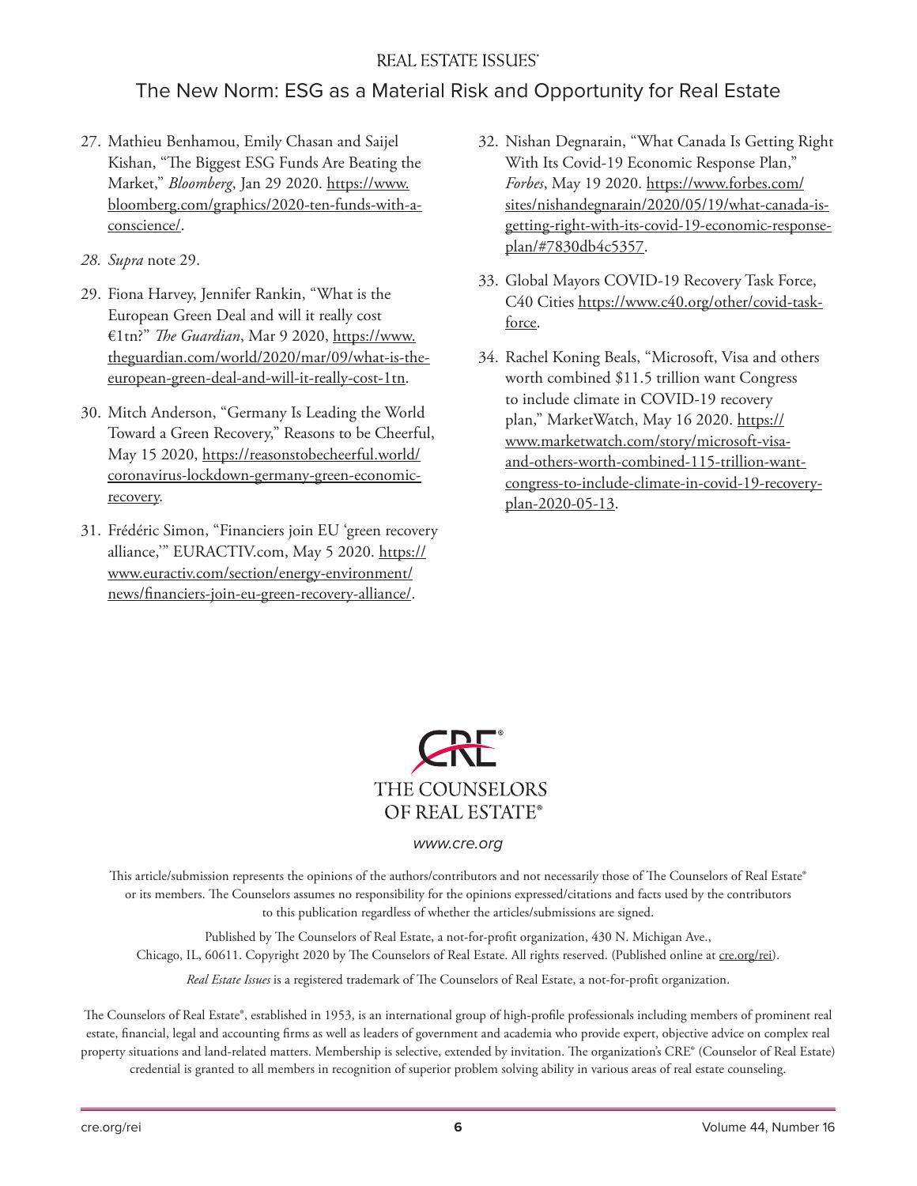27. Mathieu Benhamou, Emily Chasan and Saijel Kishan, "The Biggest ESG Funds Are Beating the Market," *Bloomberg*, Jan 29 2020. https://www.bloomberg.com/graphics/2020-ten-funds-with-a-conscience/.

28. *Supra* note 29.

29. Fiona Harvey, Jennifer Rankin, "What is the European Green Deal and will it really cost €1tn?" *The Guardian*, Mar 9 2020, https://www.theguardian.com/world/2020/mar/09/what-is-the-european-green-deal-and-will-it-really-cost-1tn.

30. Mitch Anderson, "Germany Is Leading the World Toward a Green Recovery," Reasons to be Cheerful, May 15 2020, https://reasonstobecheerful.world/coronavirus-lockdown-germany-green-economic-recovery.

31. Frédéric Simon, "Financiers join EU 'green recovery alliance,'" EURACTIV.com, May 5 2020. https://www.euractiv.com/section/energy-environment/news/financiers-join-eu-green-recovery-alliance/.

32. Nishan Degnarain, "What Canada Is Getting Right With Its Covid-19 Economic Response Plan," *Forbes*, May 19 2020. https://www.forbes.com/sites/nishandegnarain/2020/05/19/what-canada-is-getting-right-with-its-covid-19-economic-response-plan/#7830db4c5357.

33. Global Mayors COVID-19 Recovery Task Force, C40 Cities https://www.c40.org/other/covid-task-force.

34. Rachel Koning Beals, "Microsoft, Visa and others worth combined $11.5 trillion want Congress to include climate in COVID-19 recovery plan," MarketWatch, May 16 2020. https://www.marketwatch.com/story/microsoft-visa-and-others-worth-combined-115-trillion-want-congress-to-include-climate-in-covid-19-recovery-plan-2020-05-13.

CRE®
THE COUNSELORS OF REAL ESTATE®

www.cre.org

This article/submission represents the opinions of the authors/contributors and not necessarily those of The Counselors of Real Estate® or its members. The Counselors assumes no responsibility for the opinions expressed/citations and facts used by the contributors to this publication regardless of whether the articles/submissions are signed.

Published by The Counselors of Real Estate, a not-for-profit organization, 430 N. Michigan Ave., Chicago, IL, 60611. Copyright 2020 by The Counselors of Real Estate. All rights reserved. (Published online at cre.org/rei).

*Real Estate Issues* is a registered trademark of The Counselors of Real Estate, a not-for-profit organization.

The Counselors of Real Estate®, established in 1953, is an international group of high-profile professionals including members of prominent real estate, financial, legal and accounting firms as well as leaders of government and academia who provide expert, objective advice on complex real property situations and land-related matters. Membership is selective, extended by invitation. The organization's CRE® (Counselor of Real Estate) credential is granted to all members in recognition of superior problem solving ability in various areas of real estate counseling.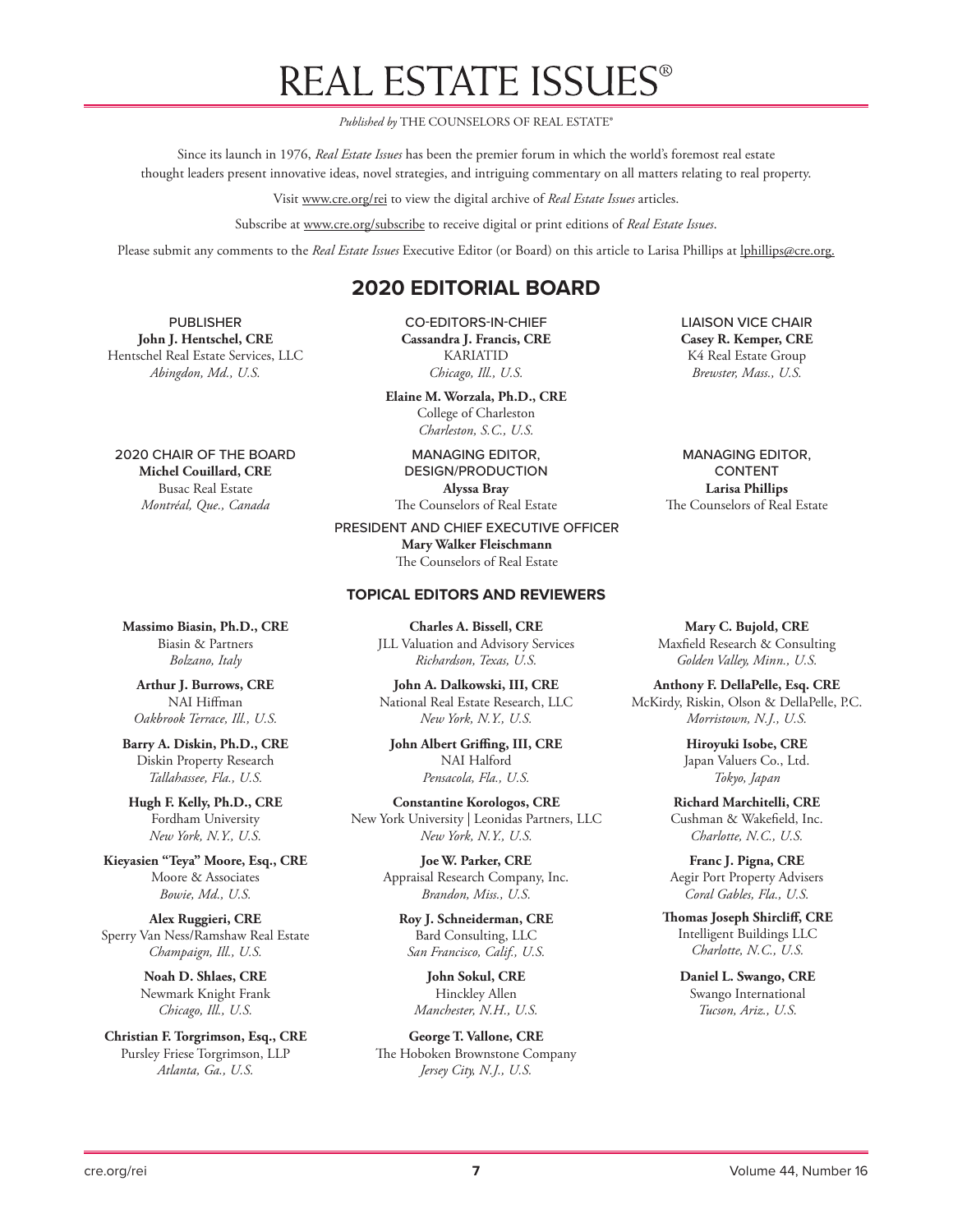# REAL ESTATE ISSUES®

*Published by* THE COUNSELORS OF REAL ESTATE®

Since its launch in 1976, *Real Estate Issues* has been the premier forum in which the world's foremost real estate thought leaders present innovative ideas, novel strategies, and intriguing commentary on all matters relating to real property.

Visit www.cre.org/rei to view the digital archive of *Real Estate Issues* articles.

Subscribe at www.cre.org/subscribe to receive digital or print editions of *Real Estate Issues*.

Please submit any comments to the *Real Estate Issues* Executive Editor (or Board) on this article to Larisa Phillips at lphillips@cre.org.

## 2020 EDITORIAL BOARD

PUBLISHER
**John J. Hentschel, CRE**
Hentschel Real Estate Services, LLC
*Abingdon, Md., U.S.*

CO-EDITORS-IN-CHIEF
**Cassandra J. Francis, CRE**
KARIATID
*Chicago, Ill., U.S.*

**Elaine M. Worzala, Ph.D., CRE**
College of Charleston
*Charleston, S.C., U.S.*

LIAISON VICE CHAIR
**Casey R. Kemper, CRE**
K4 Real Estate Group
*Brewster, Mass., U.S.*

2020 CHAIR OF THE BOARD
**Michel Couillard, CRE**
Busac Real Estate
*Montréal, Que., Canada*

MANAGING EDITOR, DESIGN/PRODUCTION
**Alyssa Bray**
The Counselors of Real Estate

MANAGING EDITOR, CONTENT
**Larisa Phillips**
The Counselors of Real Estate

PRESIDENT AND CHIEF EXECUTIVE OFFICER
**Mary Walker Fleischmann**
The Counselors of Real Estate

### TOPICAL EDITORS AND REVIEWERS

**Massimo Biasin, Ph.D., CRE**
Biasin & Partners
*Bolzano, Italy*

**Arthur J. Burrows, CRE**
NAI Hiffman
*Oakbrook Terrace, Ill., U.S.*

**Barry A. Diskin, Ph.D., CRE**
Diskin Property Research
*Tallahassee, Fla., U.S.*

**Hugh F. Kelly, Ph.D., CRE**
Fordham University
*New York, N.Y., U.S.*

**Kieyasien "Teya" Moore, Esq., CRE**
Moore & Associates
*Bowie, Md., U.S.*

**Alex Ruggieri, CRE**
Sperry Van Ness/Ramshaw Real Estate
*Champaign, Ill., U.S.*

**Noah D. Shlaes, CRE**
Newmark Knight Frank
*Chicago, Ill., U.S.*

**Christian F. Torgrimson, Esq., CRE**
Pursley Friese Torgrimson, LLP
*Atlanta, Ga., U.S.*

**Charles A. Bissell, CRE**
JLL Valuation and Advisory Services
*Richardson, Texas, U.S.*

**John A. Dalkowski, III, CRE**
National Real Estate Research, LLC
*New York, N.Y., U.S.*

**John Albert Griffing, III, CRE**
NAI Halford
*Pensacola, Fla., U.S.*

**Constantine Korologos, CRE**
New York University | Leonidas Partners, LLC
*New York, N.Y., U.S.*

**Joe W. Parker, CRE**
Appraisal Research Company, Inc.
*Brandon, Miss., U.S.*

**Roy J. Schneiderman, CRE**
Bard Consulting, LLC
*San Francisco, Calif., U.S.*

**John Sokul, CRE**
Hinckley Allen
*Manchester, N.H., U.S.*

**George T. Vallone, CRE**
The Hoboken Brownstone Company
*Jersey City, N.J., U.S.*

**Mary C. Bujold, CRE**
Maxfield Research & Consulting
*Golden Valley, Minn., U.S.*

**Anthony F. DellaPelle, Esq. CRE**
McKirdy, Riskin, Olson & DellaPelle, P.C.
*Morristown, N.J., U.S.*

**Hiroyuki Isobe, CRE**
Japan Valuers Co., Ltd.
*Tokyo, Japan*

**Richard Marchitelli, CRE**
Cushman & Wakefield, Inc.
*Charlotte, N.C., U.S.*

**Franc J. Pigna, CRE**
Aegir Port Property Advisers
*Coral Gables, Fla., U.S.*

**Thomas Joseph Shircliff, CRE**
Intelligent Buildings LLC
*Charlotte, N.C., U.S.*

**Daniel L. Swango, CRE**
Swango International
*Tucson, Ariz., U.S.*